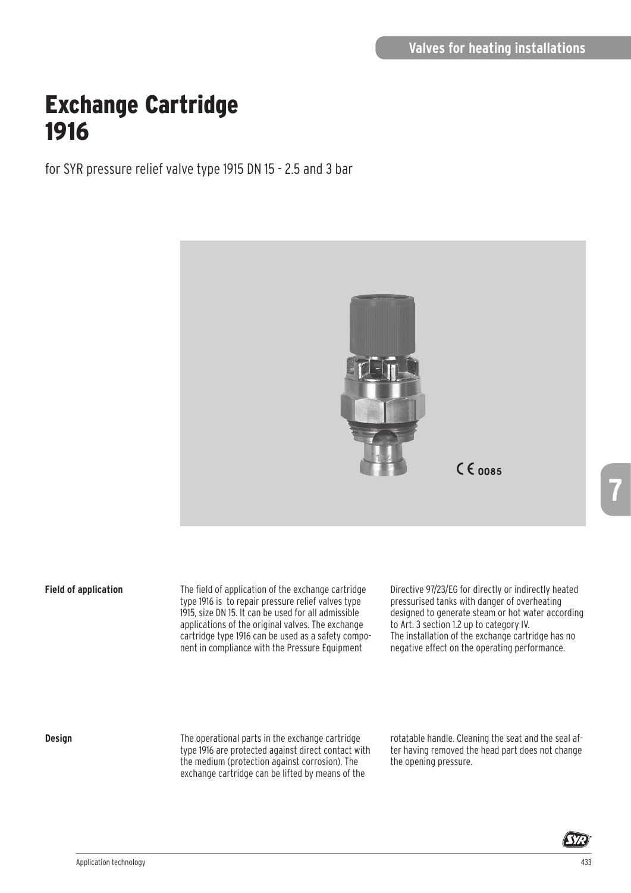# Exchange Cartridge 1916

for SYR pressure relief valve type 1915 DN 15 - 2.5 and 3 bar

CE 0085

**Field of application**

The field of application of the exchange cartridge type 1916 is to repair pressure relief valves type 1915, size DN 15. It can be used for all admissible applications of the original valves. The exchange cartridge type 1916 can be used as a safety component in compliance with the Pressure Equipment Directive 97/23/EG for directly or indirectly heated pressurised tanks with danger of overheating designed to generate steam or hot water according to Art. 3 section 1.2 up to category IV.
The installation of the exchange cartridge has no negative effect on the operating performance.

**Design**

The operational parts in the exchange cartridge type 1916 are protected against direct contact with the medium (protection against corrosion). The exchange cartridge can be lifted by means of the rotatable handle. Cleaning the seat and the seal after having removed the head part does not change the opening pressure.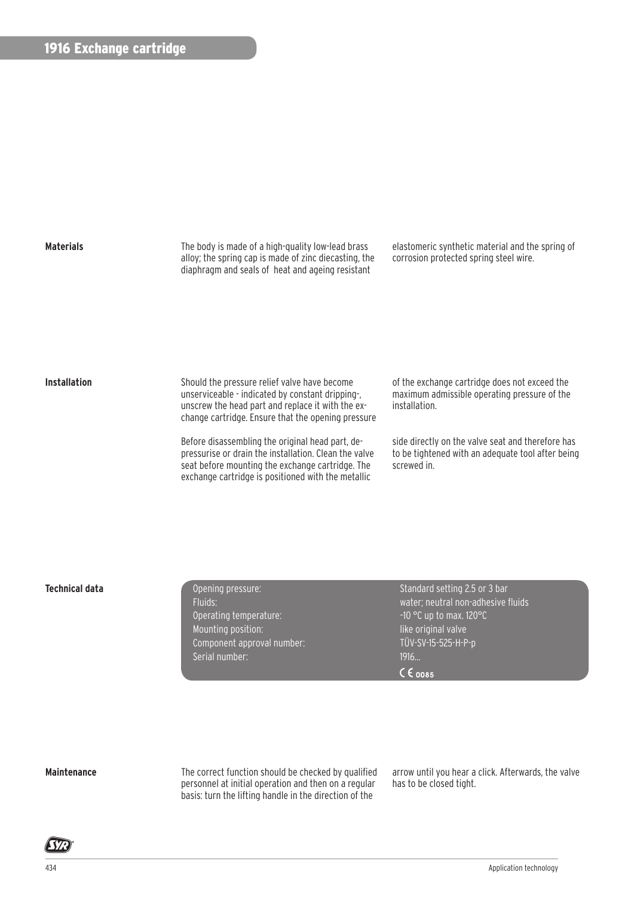# 1916 Exchange cartridge

## Materials

The body is made of a high-quality low-lead brass alloy; the spring cap is made of zinc diecasting, the diaphragm and seals of heat and ageing resistant elastomeric synthetic material and the spring of corrosion protected spring steel wire.

## Installation

Should the pressure relief valve have become unserviceable - indicated by constant dripping-, unscrew the head part and replace it with the exchange cartridge. Ensure that the opening pressure of the exchange cartridge does not exceed the maximum admissible operating pressure of the installation.

Before disassembling the original head part, depressurise or drain the installation. Clean the valve seat before mounting the exchange cartridge. The exchange cartridge is positioned with the metallic side directly on the valve seat and therefore has to be tightened with an adequate tool after being screwed in.

## Technical data

| | |
|---|---|
| Opening pressure: | Standard setting 2.5 or 3 bar |
| Fluids: | water; neutral non-adhesive fluids |
| Operating temperature: | -10 °C up to max. 120°C |
| Mounting position: | like original valve |
| Component approval number: | TÜV-SV-15-525-H-P-p |
| Serial number: | 1916... |
| | CE 0085 |

## Maintenance

The correct function should be checked by qualified personnel at initial operation and then on a regular basis: turn the lifting handle in the direction of the arrow until you hear a click. Afterwards, the valve has to be closed tight.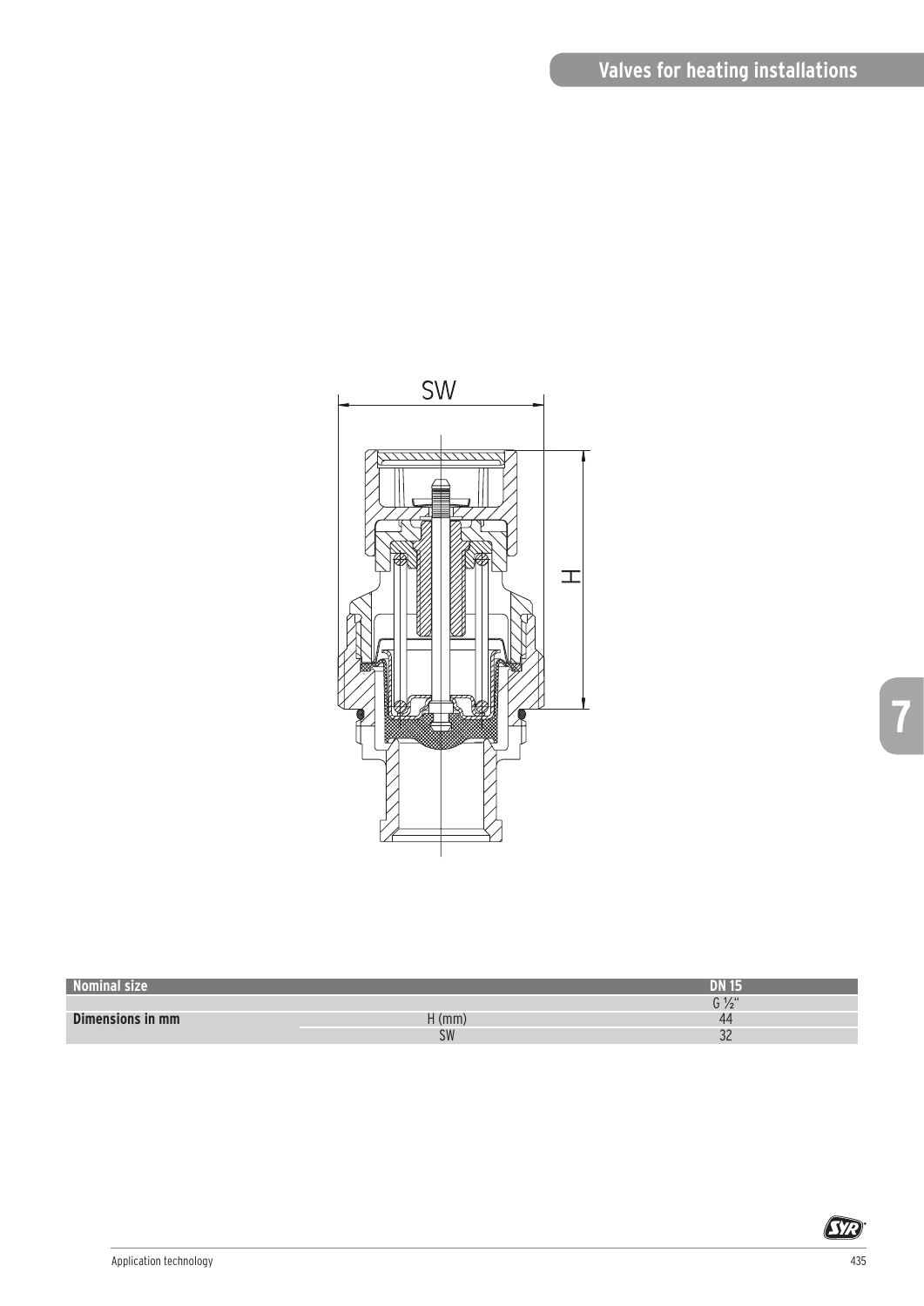| Nominal size | | DN 15 |
|---|---|---|
| | | G ½" |
| Dimensions in mm | H (mm) | 44 |
| | SW | 32 |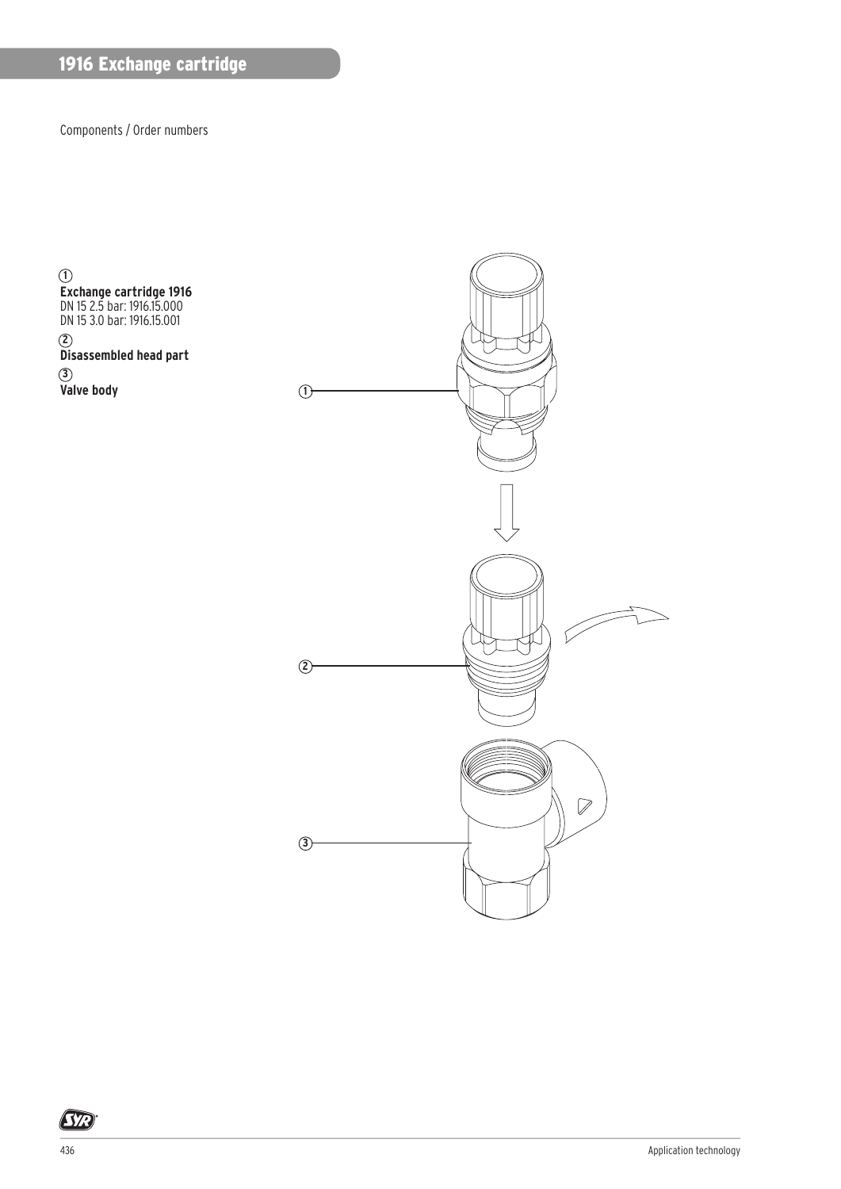# 1916 Exchange cartridge

Components / Order numbers

①
**Exchange cartridge 1916**
DN 15 2.5 bar: 1916.15.000
DN 15 3.0 bar: 1916.15.001

②
**Disassembled head part**

③
**Valve body**

①

②

③